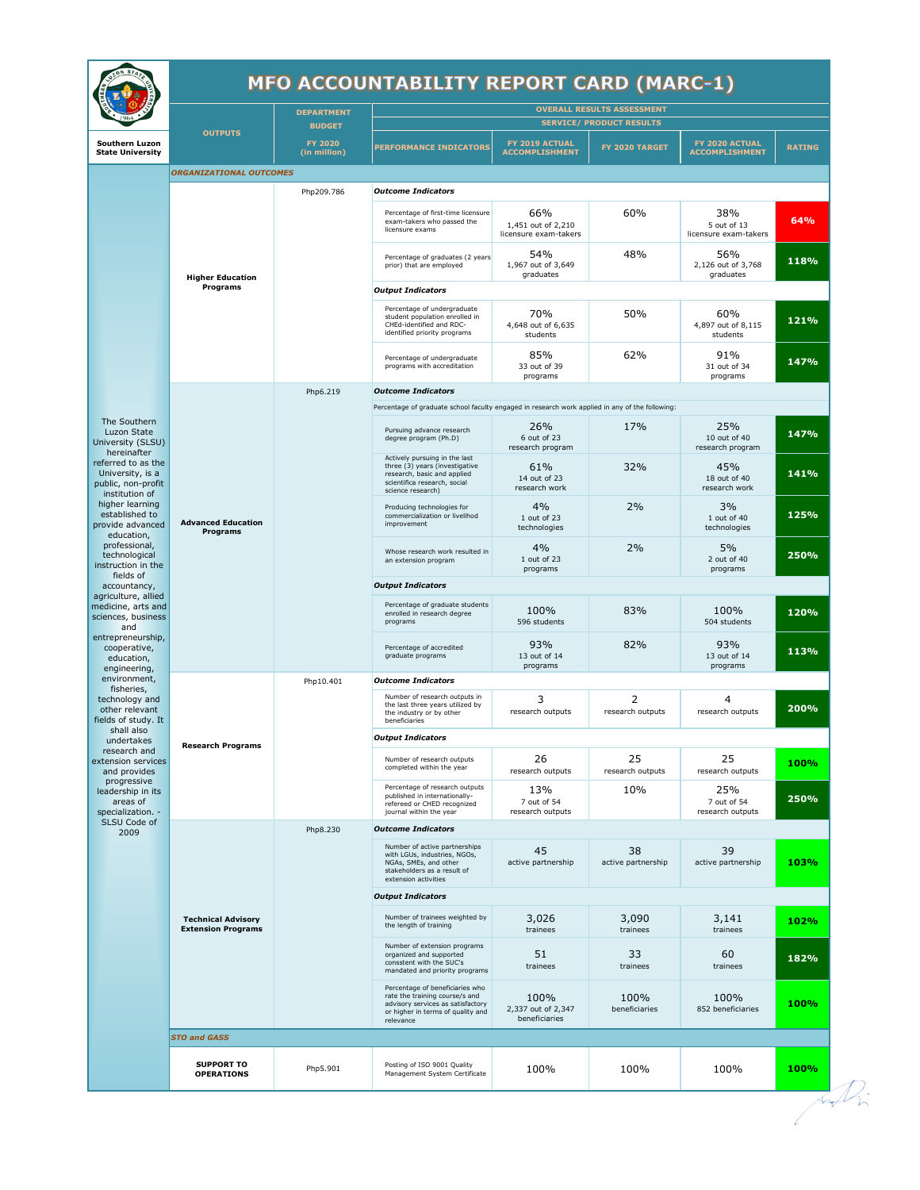# MFO ACCOUNTABILITY REPORT CARD (MARC-1)

Southern Luzon State University

| | OUTPUTS | DEPARTMENT BUDGET FY 2020 (in million) | OVERALL RESULTS ASSESSMENT — SERVICE/ PRODUCT RESULTS — PERFORMANCE INDICATORS | FY 2019 ACTUAL ACCOMPLISHMENT | FY 2020 TARGET | FY 2020 ACTUAL ACCOMPLISHMENT | RATING |
|---|---|---|---|---|---|---|---|
| | ***ORGANIZATIONAL OUTCOMES*** | | | | | | |
| The Southern Luzon State University (SLSU) hereinafter referred to as the University, is a public, non-profit institution of higher learning established to provide advanced education, professional, technological instruction in the fields of accountancy, agriculture, allied medicine, arts and sciences, business and entrepreneurship, cooperative, education, engineering, environment, fisheries, technology and other relevant fields of study. It shall also undertakes research and extension services and provides progressive leadership in its areas of specialization. - SLSU Code of 2009 | **Higher Education Programs** | Php209.786 | ***Outcome Indicators*** | | | | |
| | | | Percentage of first-time licensure exam-takers who passed the licensure exams | 66% 1,451 out of 2,210 licensure exam-takers | 60% | 38% 5 out of 13 licensure exam-takers | 64% |
| | | | Percentage of graduates (2 years prior) that are employed | 54% 1,967 out of 3,649 graduates | 48% | 56% 2,126 out of 3,768 graduates | 118% |
| | | | ***Output Indicators*** | | | | |
| | | | Percentage of undergraduate student population enrolled in CHEd-identified and RDC-identified priority programs | 70% 4,648 out of 6,635 students | 50% | 60% 4,897 out of 8,115 students | 121% |
| | | | Percentage of undergraduate programs with accreditation | 85% 33 out of 39 programs | 62% | 91% 31 out of 34 programs | 147% |
| | **Advanced Education Programs** | Php6.219 | ***Outcome Indicators*** | | | | |
| | | | Percentage of graduate school faculty engaged in research work applied in any of the following: | | | | |
| | | | Pursuing advance research degree program (Ph.D) | 26% 6 out of 23 research program | 17% | 25% 10 out of 40 research program | 147% |
| | | | Actively pursuing in the last three (3) years (investigative research, basic and applied scientifica research, social science research) | 61% 14 out of 23 research work | 32% | 45% 18 out of 40 research work | 141% |
| | | | Producing technologies for commercialization or livelihood improvement | 4% 1 out of 23 technologies | 2% | 3% 1 out of 40 technologies | 125% |
| | | | Whose research work resulted in an extension program | 4% 1 out of 23 programs | 2% | 5% 2 out of 40 programs | 250% |
| | | | ***Output Indicators*** | | | | |
| | | | Percentage of graduate students enrolled in research degree programs | 100% 596 students | 83% | 100% 504 students | 120% |
| | | | Percentage of accredited graduate programs | 93% 13 out of 14 programs | 82% | 93% 13 out of 14 programs | 113% |
| | **Research Programs** | Php10.401 | ***Outcome Indicators*** | | | | |
| | | | Number of research outputs in the last three years utilized by the industry or by other beneficiaries | 3 research outputs | 2 research outputs | 4 research outputs | 200% |
| | | | ***Output Indicators*** | | | | |
| | | | Number of research outputs completed within the year | 26 research outputs | 25 research outputs | 25 research outputs | 100% |
| | | | Percentage of research outputs published in internationally-refereed or CHED recognized journal within the year | 13% 7 out of 54 research outputs | 10% | 25% 7 out of 54 research outputs | 250% |
| | **Technical Advisory Extension Programs** | Php8.230 | ***Outcome Indicators*** | | | | |
| | | | Number of active partnerships with LGUs, industries, NGOs, NGAs, SMEs, and other stakeholders as a result of extension activities | 45 active partnership | 38 active partnership | 39 active partnership | 103% |
| | | | ***Output Indicators*** | | | | |
| | | | Number of trainees weighted by the length of training | 3,026 trainees | 3,090 trainees | 3,141 trainees | 102% |
| | | | Number of extension programs organized and supported consstent with the SUC's mandated and priority programs | 51 trainees | 33 trainees | 60 trainees | 182% |
| | | | Percentage of beneficiaries who rate the training course/s and advisory services as satisfactory or higher in terms of quality and relevance | 100% 2,337 out of 2,347 beneficiaries | 100% beneficiaries | 100% 852 beneficiaries | 100% |
| | ***STO and GASS*** | | | | | | |
| | **SUPPORT TO OPERATIONS** | Php5.901 | Posting of ISO 9001 Quality Management System Certificate | 100% | 100% | 100% | 100% |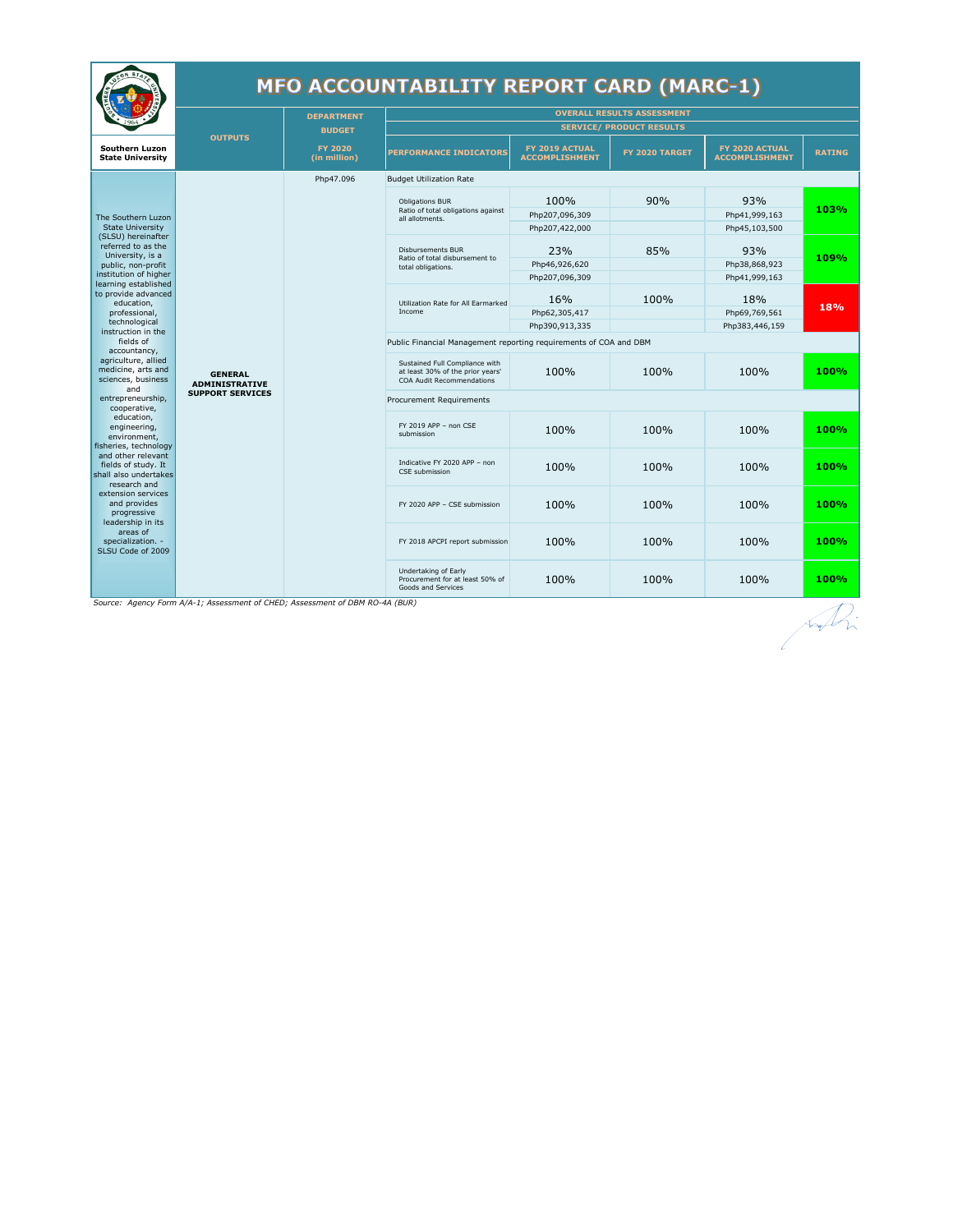# MFO ACCOUNTABILITY REPORT CARD (MARC-1)

**Southern Luzon State University**

| | OUTPUTS | DEPARTMENT BUDGET FY 2020 (in million) | OVERALL RESULTS ASSESSMENT SERVICE/ PRODUCT RESULTS | | | | |
|---|---|---|---|---|---|---|---|
| | | | PERFORMANCE INDICATORS | FY 2019 ACTUAL ACCOMPLISHMENT | FY 2020 TARGET | FY 2020 ACTUAL ACCOMPLISHMENT | RATING |
| The Southern Luzon State University (SLSU) hereinafter referred to as the University, is a public, non-profit institution of higher learning established to provide advanced education, professional, technological instruction in the fields of accountancy, agriculture, allied medicine, arts and sciences, business and entrepreneurship, cooperative, education, engineering, environment, fisheries, technology and other relevant fields of study. It shall also undertakes research and extension services and provides progressive leadership in its areas of specialization. - SLSU Code of 2009 | **GENERAL ADMINISTRATIVE SUPPORT SERVICES** | Php47.096 | Budget Utilization Rate | | | | |
| | | | Obligations BUR<br>Ratio of total obligations against all allotments. | 100%<br>Php207,096,309<br>Php207,422,000 | 90% | 93%<br>Php41,999,163<br>Php45,103,500 | **103%** |
| | | | Disbursements BUR<br>Ratio of total disbursement to total obligations. | 23%<br>Php46,926,620<br>Php207,096,309 | 85% | 93%<br>Php38,868,923<br>Php41,999,163 | **109%** |
| | | | Utilization Rate for All Earmarked Income | 16%<br>Php62,305,417<br>Php390,913,335 | 100% | 18%<br>Php69,769,561<br>Php383,446,159 | **18%** |
| | | | Public Financial Management reporting requirements of COA and DBM | | | | |
| | | | Sustained Full Compliance with at least 30% of the prior years' COA Audit Recommendations | 100% | 100% | 100% | **100%** |
| | | | Procurement Requirements | | | | |
| | | | FY 2019 APP – non CSE submission | 100% | 100% | 100% | **100%** |
| | | | Indicative FY 2020 APP – non CSE submission | 100% | 100% | 100% | **100%** |
| | | | FY 2020 APP – CSE submission | 100% | 100% | 100% | **100%** |
| | | | FY 2018 APCPI report submission | 100% | 100% | 100% | **100%** |
| | | | Undertaking of Early Procurement for at least 50% of Goods and Services | 100% | 100% | 100% | **100%** |

*Source: Agency Form A/A-1; Assessment of CHED; Assessment of DBM RO-4A (BUR)*